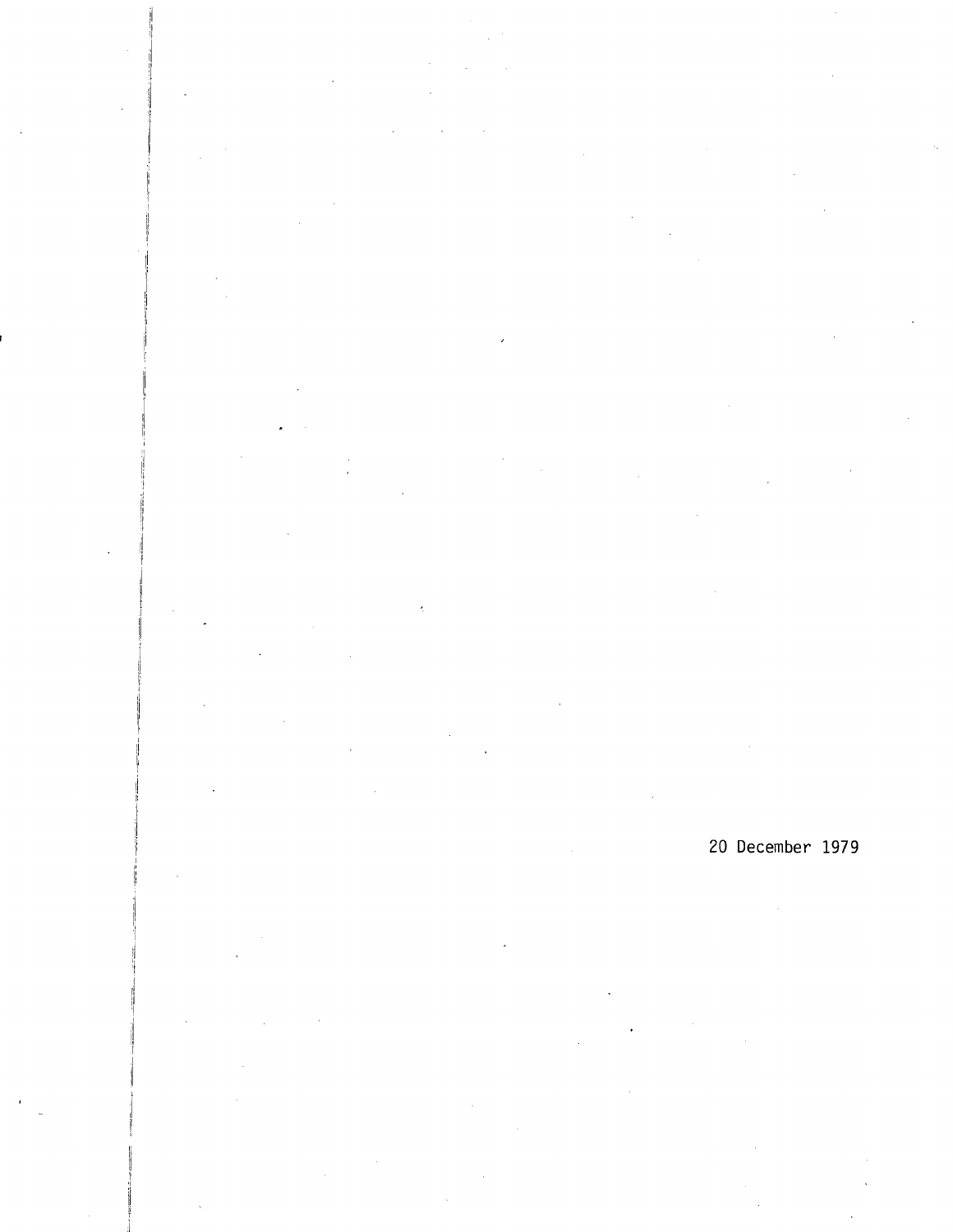20 December 1979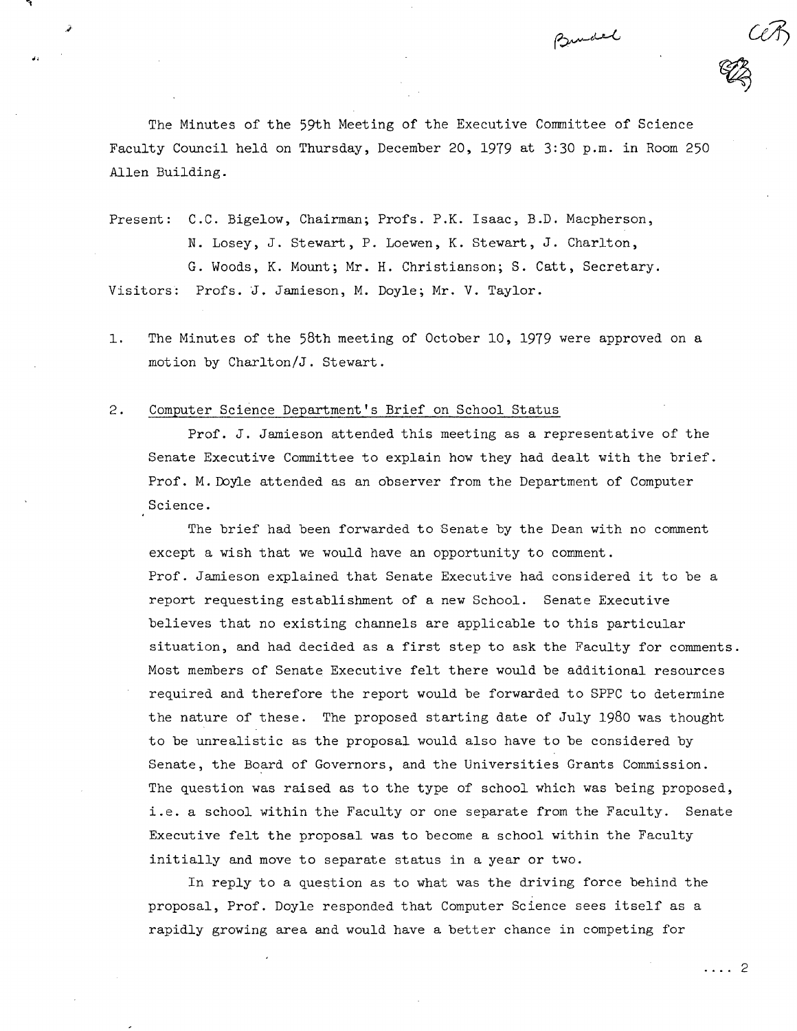The Minutes of the 59th Meeting of the Executive Committee of Science Faculty Council held on Thursday, December 20, 1979 at 3:30 p.m. in Room 250 Allen Building.

Present: C.C. Bigelow, Chairman; Profs. P.K. Isaac, B.D. Macpherson, N. Losey, J. Stewart, P. Loewen, K. Stewart, J. Charlton, G. Woods, K. Mount; Mr. H. Christianson; S. Catt, Secretary.

Visitors: Profs. J. Jamieson, M. Doyle; Mr. V. Taylor.

1. The Minutes of the 58th meeting of October 10, 1979 were approved on a motion by Charlton/J. Stewart.

2. Computer Science Department's Brief on School Status

Prof. J. Jamieson attended this meeting as a representative of the Senate Executive Committee to explain how they had dealt with the brief. Prof. M. Doyle attended as an observer from the Department of Computer Science.

The brief had been forwarded to Senate by the Dean with no comment except a wish that we would have an opportunity to comment. Prof. Jamieson explained that Senate Executive had considered it to be a report requesting establishment of a new School. Senate Executive believes that no existing channels are applicable to this particular situation, and had decided as a first step to ask the Faculty for comments. Most members of Senate Executive felt there would be additional resources required and therefore the report would be forwarded to SPPC to determine the nature of these. The proposed starting date of July 1980 was thought to be unrealistic as the proposal would also have to be considered by Senate, the Board of Governors, and the Universities Grants Commission. The question was raised as to the type of school which was being proposed, i.e. a school within the Faculty or one separate from the Faculty. Senate Executive felt the proposal was to become a school within the Faculty initially and move to separate status in a year or two.

In reply to a question as to what was the driving force behind the proposal, Prof. Doyle responded that Computer Science sees itself as a rapidly growing area and would have a better chance in competing for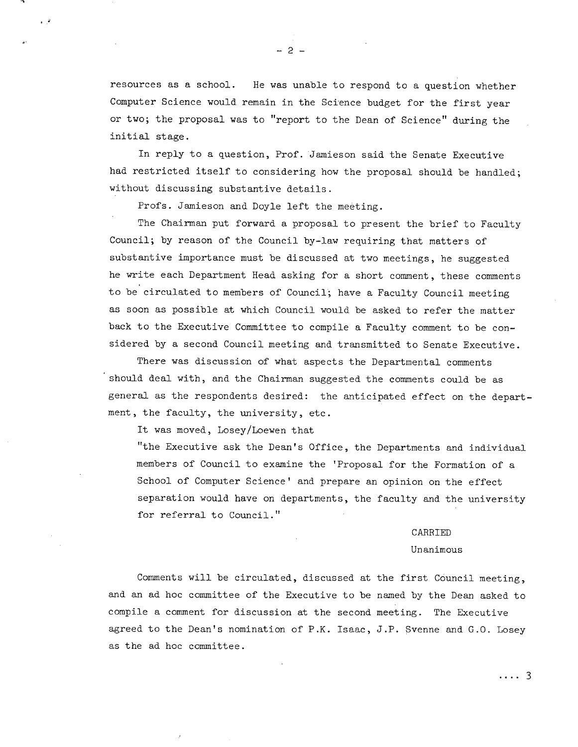resources as a school. He was unable to respond to a question whether Computer Science would remain in the Science budget for the first year or two; the proposal was to "report to the Dean of Science" during the initial stage.

In reply to a question, Prof. Jamieson said the Senate Executive had restricted itself to considering how the proposal should be handled; without discussing substantive details.

Profs. Jamieson and Doyle left the meeting.

The Chairman put forward a proposal to present the brief to Faculty Council; by reason of the Council by-law requiring that matters of substantive importance must be discussed at two meetings, he suggested he write each Department Head asking for a short comment, these comments to be circulated to members of Council; have a Faculty Council meeting as soon as possible at which Council would be asked to refer the matter back to the Executive Committee to compile a Faculty comment to be considered by a second Council meeting and transmitted to Senate Executive.

There was discussion of what aspects the Departmental comments should deal with, and the Chairman suggested the comments could be as general as the respondents desired: the anticipated effect on the department, the faculty, the university, etc.

It was moved, Losey/Loewen that

"the Executive ask the Dean's Office, the Departments and individual members of Council to examine the 'Proposal for the Formation of a School of Computer Science' and prepare an opinion on the effect separation would have on departments, the faculty and the university for referral to Council."

CARRIED
Unanimous

Comments will be circulated, discussed at the first Council meeting, and an ad hoc committee of the Executive to be named by the Dean asked to compile a comment for discussion at the second meeting. The Executive agreed to the Dean's nomination of P.K. Isaac, J.P. Svenne and G.O. Losey as the ad hoc committee.

.... 3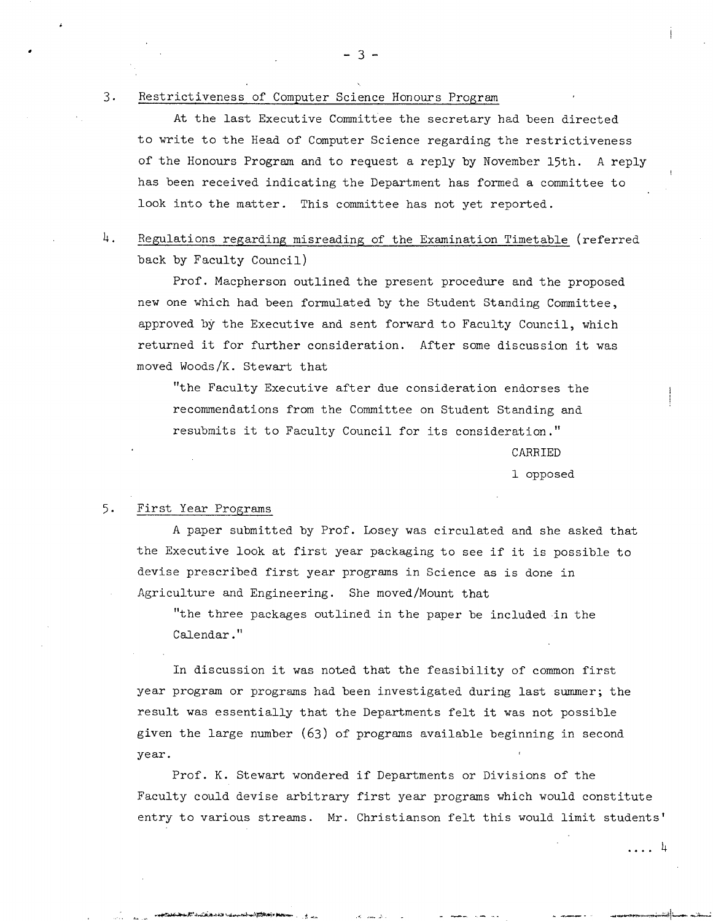3. Restrictiveness of Computer Science Honours Program

At the last Executive Committee the secretary had been directed to write to the Head of Computer Science regarding the restrictiveness of the Honours Program and to request a reply by November 15th. A reply has been received indicating the Department has formed a committee to look into the matter. This committee has not yet reported.

4. Regulations regarding misreading of the Examination Timetable (referred back by Faculty Council)

Prof. Macpherson outlined the present procedure and the proposed new one which had been formulated by the Student Standing Committee, approved by the Executive and sent forward to Faculty Council, which returned it for further consideration. After some discussion it was moved Woods/K. Stewart that

> "the Faculty Executive after due consideration endorses the recommendations from the Committee on Student Standing and resubmits it to Faculty Council for its consideration."

CARRIED
1 opposed

5. First Year Programs

A paper submitted by Prof. Losey was circulated and she asked that the Executive look at first year packaging to see if it is possible to devise prescribed first year programs in Science as is done in Agriculture and Engineering. She moved/Mount that

> "the three packages outlined in the paper be included in the Calendar."

In discussion it was noted that the feasibility of common first year program or programs had been investigated during last summer; the result was essentially that the Departments felt it was not possible given the large number (63) of programs available beginning in second year.

Prof. K. Stewart wondered if Departments or Divisions of the Faculty could devise arbitrary first year programs which would constitute entry to various streams. Mr. Christianson felt this would limit students'

.... 4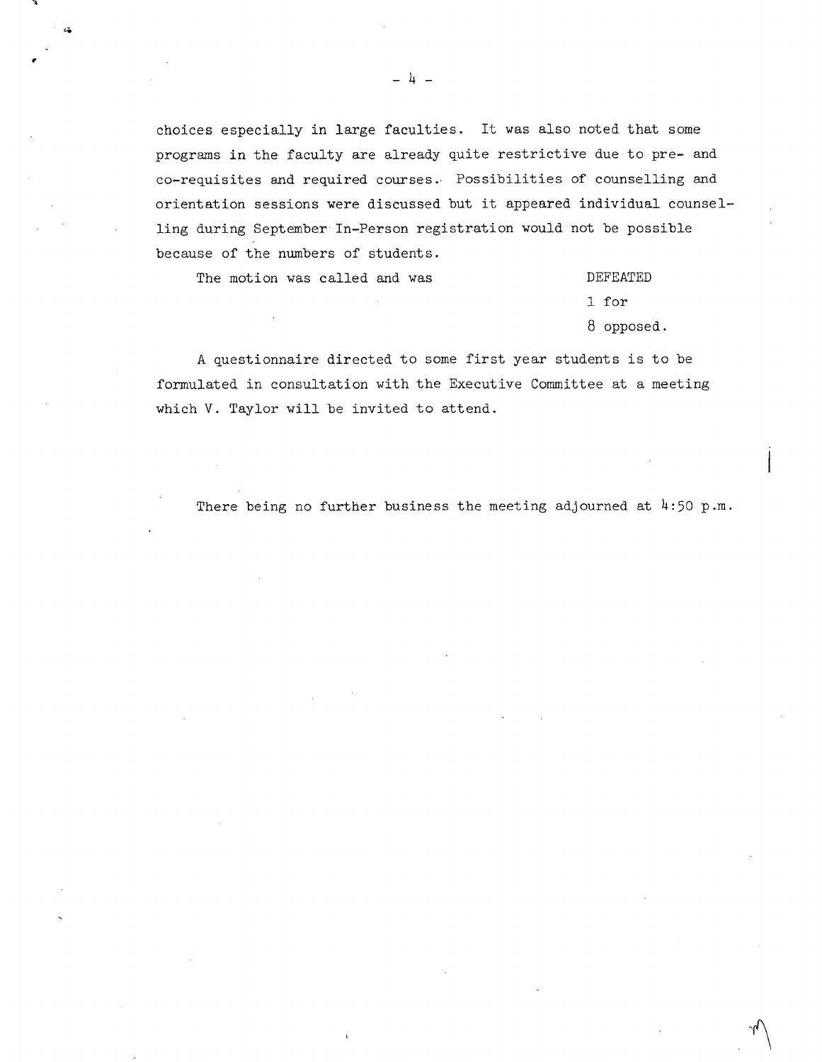choices especially in large faculties. It was also noted that some programs in the faculty are already quite restrictive due to pre- and co-requisites and required courses. Possibilities of counselling and orientation sessions were discussed but it appeared individual counselling during September In-Person registration would not be possible because of the numbers of students.

The motion was called and was DEFEATED
1 for
8 opposed.

A questionnaire directed to some first year students is to be formulated in consultation with the Executive Committee at a meeting which V. Taylor will be invited to attend.

There being no further business the meeting adjourned at 4:50 p.m.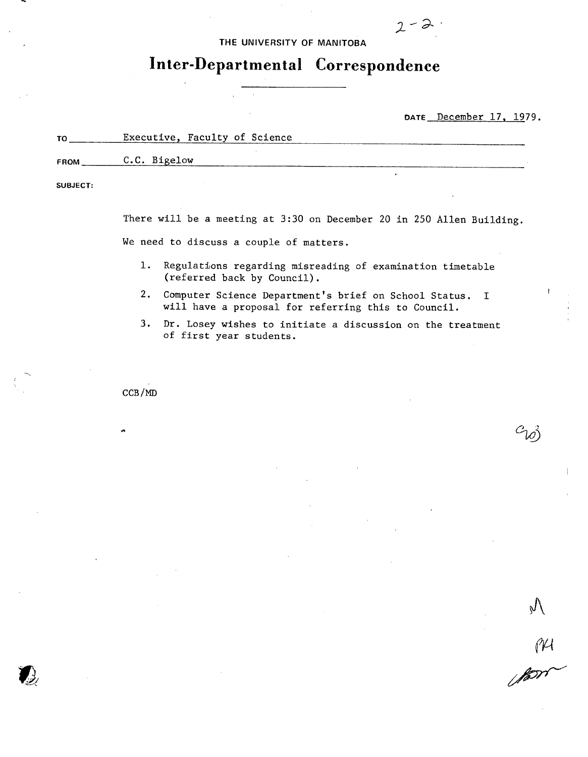2-2.

THE UNIVERSITY OF MANITOBA

# Inter-Departmental Correspondence

DATE December 17, 1979.

TO Executive, Faculty of Science

FROM C.C. Bigelow

SUBJECT:

There will be a meeting at 3:30 on December 20 in 250 Allen Building.

We need to discuss a couple of matters.

1. Regulations regarding misreading of examination timetable (referred back by Council).
2. Computer Science Department's brief on School Status. I will have a proposal for referring this to Council.
3. Dr. Losey wishes to initiate a discussion on the treatment of first year students.

CCB/MD